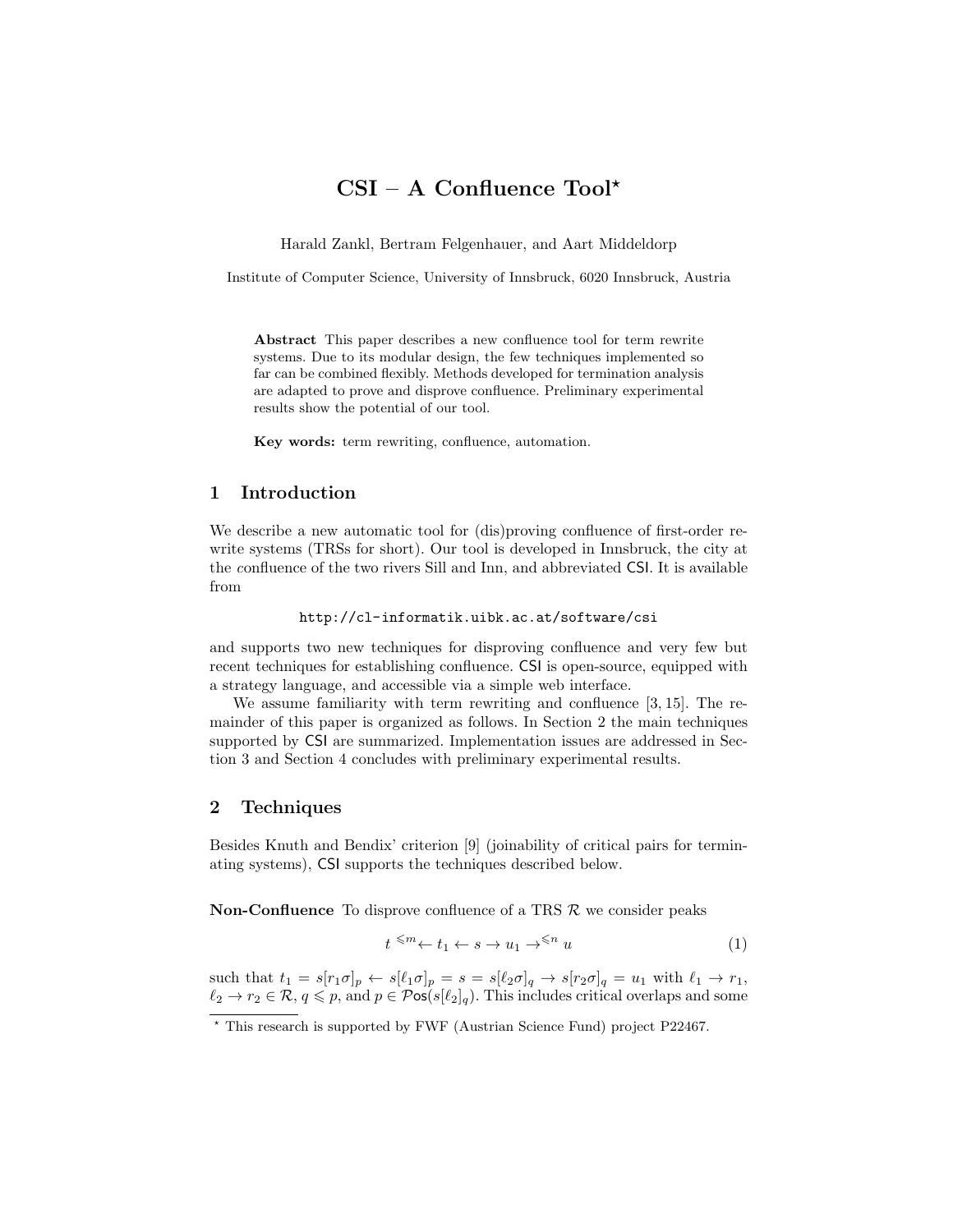# CSI – A Confluence Tool*

Harald Zankl, Bertram Felgenhauer, and Aart Middeldorp

Institute of Computer Science, University of Innsbruck, 6020 Innsbruck, Austria

**Abstract** This paper describes a new confluence tool for term rewrite systems. Due to its modular design, the few techniques implemented so far can be combined flexibly. Methods developed for termination analysis are adapted to prove and disprove confluence. Preliminary experimental results show the potential of our tool.

**Key words:** term rewriting, confluence, automation.

## 1 Introduction

We describe a new automatic tool for (dis)proving confluence of first-order rewrite systems (TRSs for short). Our tool is developed in Innsbruck, the city at the *c*onfluence of the two rivers Sill and Inn, and abbreviated CSI. It is available from

http://cl-informatik.uibk.ac.at/software/csi

and supports two new techniques for disproving confluence and very few but recent techniques for establishing confluence. CSI is open-source, equipped with a strategy language, and accessible via a simple web interface.

We assume familiarity with term rewriting and confluence [3, 15]. The remainder of this paper is organized as follows. In Section 2 the main techniques supported by CSI are summarized. Implementation issues are addressed in Section 3 and Section 4 concludes with preliminary experimental results.

## 2 Techniques

Besides Knuth and Bendix' criterion [9] (joinability of critical pairs for terminating systems), CSI supports the techniques described below.

**Non-Confluence** To disprove confluence of a TRS $\mathcal{R}$ we consider peaks

$$t \ {}^{\leqslant m}\!\!\leftarrow t_1 \leftarrow s \rightarrow u_1 \rightarrow^{\leqslant n} u \tag{1}$$

such that $t_1 = s[r_1\sigma]_p \leftarrow s[\ell_1\sigma]_p = s = s[\ell_2\sigma]_q \rightarrow s[r_2\sigma]_q = u_1$ with $\ell_1 \rightarrow r_1$, $\ell_2 \rightarrow r_2 \in \mathcal{R}$, $q \leqslant p$, and $p \in \mathcal{P}\mathsf{os}(s[\ell_2]_q)$. This includes critical overlaps and some

* This research is supported by FWF (Austrian Science Fund) project P22467.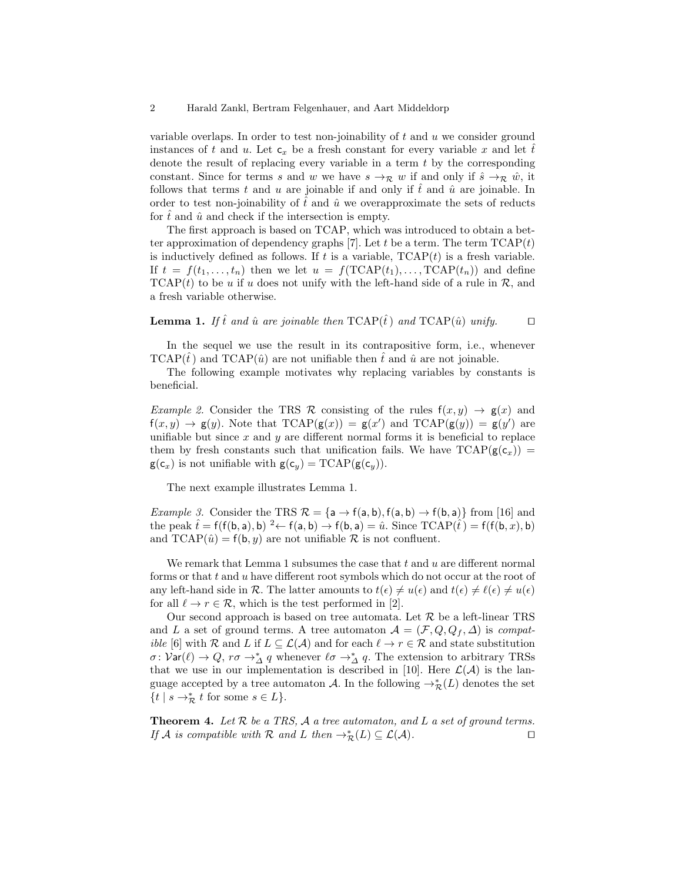variable overlaps. In order to test non-joinability of $t$ and $u$ we consider ground instances of $t$ and $u$. Let $\mathsf{c}_x$ be a fresh constant for every variable $x$ and let $\hat{t}$ denote the result of replacing every variable in a term $t$ by the corresponding constant. Since for terms $s$ and $w$ we have $s \to_{\mathcal{R}} w$ if and only if $\hat{s} \to_{\mathcal{R}} \hat{w}$, it follows that terms $t$ and $u$ are joinable if and only if $\hat{t}$ and $\hat{u}$ are joinable. In order to test non-joinability of $\hat{t}$ and $\hat{u}$ we overapproximate the sets of reducts for $\hat{t}$ and $\hat{u}$ and check if the intersection is empty.

The first approach is based on TCAP, which was introduced to obtain a better approximation of dependency graphs [7]. Let $t$ be a term. The term $\mathrm{TCAP}(t)$ is inductively defined as follows. If $t$ is a variable, $\mathrm{TCAP}(t)$ is a fresh variable. If $t = f(t_1, \ldots, t_n)$ then we let $u = f(\mathrm{TCAP}(t_1), \ldots, \mathrm{TCAP}(t_n))$ and define $\mathrm{TCAP}(t)$ to be $u$ if $u$ does not unify with the left-hand side of a rule in $\mathcal{R}$, and a fresh variable otherwise.

**Lemma 1.** *If $\hat{t}$ and $\hat{u}$ are joinable then $\mathrm{TCAP}(\hat{t})$ and $\mathrm{TCAP}(\hat{u})$ unify.* ◻

In the sequel we use the result in its contrapositive form, i.e., whenever $\mathrm{TCAP}(\hat{t})$ and $\mathrm{TCAP}(\hat{u})$ are not unifiable then $\hat{t}$ and $\hat{u}$ are not joinable.

The following example motivates why replacing variables by constants is beneficial.

*Example 2.* Consider the TRS $\mathcal{R}$ consisting of the rules $\mathsf{f}(x, y) \to \mathsf{g}(x)$ and $\mathsf{f}(x, y) \to \mathsf{g}(y)$. Note that $\mathrm{TCAP}(\mathsf{g}(x)) = \mathsf{g}(x')$ and $\mathrm{TCAP}(\mathsf{g}(y)) = \mathsf{g}(y')$ are unifiable but since $x$ and $y$ are different normal forms it is beneficial to replace them by fresh constants such that unification fails. We have $\mathrm{TCAP}(\mathsf{g}(\mathsf{c}_x)) = \mathsf{g}(\mathsf{c}_x)$ is not unifiable with $\mathsf{g}(\mathsf{c}_y) = \mathrm{TCAP}(\mathsf{g}(\mathsf{c}_y))$.

The next example illustrates Lemma 1.

*Example 3.* Consider the TRS $\mathcal{R} = \{\mathsf{a} \to \mathsf{f}(\mathsf{a}, \mathsf{b}), \mathsf{f}(\mathsf{a}, \mathsf{b}) \to \mathsf{f}(\mathsf{b}, \mathsf{a})\}$ from [16] and the peak $\hat{t} = \mathsf{f}(\mathsf{f}(\mathsf{b}, \mathsf{a}), \mathsf{b}) \; {}^{2}\!\leftarrow \mathsf{f}(\mathsf{a}, \mathsf{b}) \to \mathsf{f}(\mathsf{b}, \mathsf{a}) = \hat{u}$. Since $\mathrm{TCAP}(\hat{t}) = \mathsf{f}(\mathsf{f}(\mathsf{b}, x), \mathsf{b})$ and $\mathrm{TCAP}(\hat{u}) = \mathsf{f}(\mathsf{b}, y)$ are not unifiable $\mathcal{R}$ is not confluent.

We remark that Lemma 1 subsumes the case that $t$ and $u$ are different normal forms or that $t$ and $u$ have different root symbols which do not occur at the root of any left-hand side in $\mathcal{R}$. The latter amounts to $t(\epsilon) \neq u(\epsilon)$ and $t(\epsilon) \neq \ell(\epsilon) \neq u(\epsilon)$ for all $\ell \to r \in \mathcal{R}$, which is the test performed in [2].

Our second approach is based on tree automata. Let $\mathcal{R}$ be a left-linear TRS and $L$ a set of ground terms. A tree automaton $\mathcal{A} = (\mathcal{F}, Q, Q_f, \Delta)$ is *compatible* [6] with $\mathcal{R}$ and $L$ if $L \subseteq \mathcal{L}(\mathcal{A})$ and for each $\ell \to r \in \mathcal{R}$ and state substitution $\sigma \colon \mathcal{V}\mathsf{ar}(\ell) \to Q$, $r\sigma \to_{\Delta}^{*} q$ whenever $\ell\sigma \to_{\Delta}^{*} q$. The extension to arbitrary TRSs that we use in our implementation is described in [10]. Here $\mathcal{L}(\mathcal{A})$ is the language accepted by a tree automaton $\mathcal{A}$. In the following $\to_{\mathcal{R}}^{*}(L)$ denotes the set $\{t \mid s \to_{\mathcal{R}}^{*} t \text{ for some } s \in L\}$.

**Theorem 4.** *Let $\mathcal{R}$ be a TRS, $\mathcal{A}$ a tree automaton, and $L$ a set of ground terms. If $\mathcal{A}$ is compatible with $\mathcal{R}$ and $L$ then $\to_{\mathcal{R}}^{*}(L) \subseteq \mathcal{L}(\mathcal{A})$.* ◻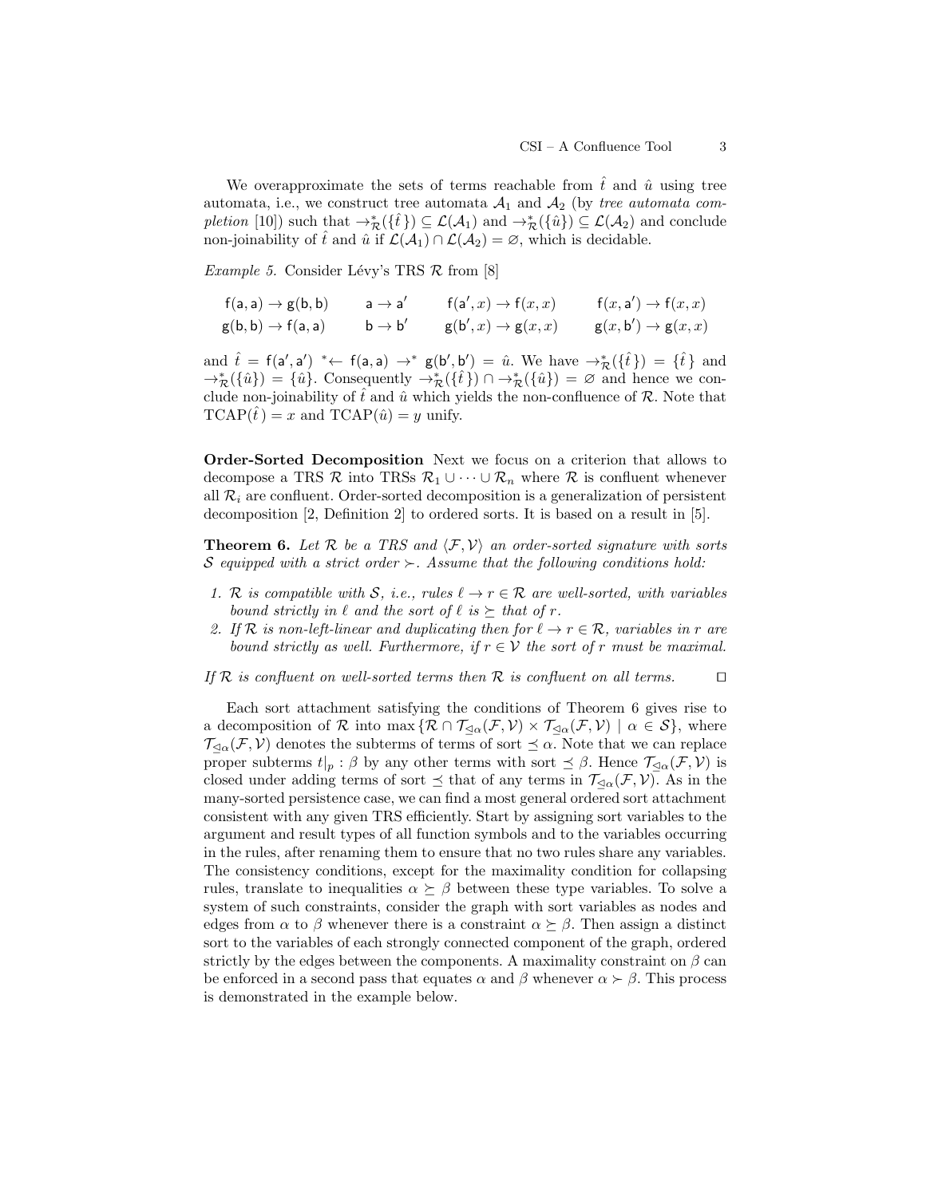We overapproximate the sets of terms reachable from $\hat{t}$ and $\hat{u}$ using tree automata, i.e., we construct tree automata $\mathcal{A}_1$ and $\mathcal{A}_2$ (by *tree automata completion* [10]) such that $\to^*_{\mathcal{R}}(\{\hat{t}\}) \subseteq \mathcal{L}(\mathcal{A}_1)$ and $\to^*_{\mathcal{R}}(\{\hat{u}\}) \subseteq \mathcal{L}(\mathcal{A}_2)$ and conclude non-joinability of $\hat{t}$ and $\hat{u}$ if $\mathcal{L}(\mathcal{A}_1) \cap \mathcal{L}(\mathcal{A}_2) = \varnothing$, which is decidable.

*Example 5.* Consider Lévy's TRS $\mathcal{R}$ from [8]

$$
\begin{array}{llll}
\mathsf{f}(\mathsf{a},\mathsf{a}) \to \mathsf{g}(\mathsf{b},\mathsf{b}) & \mathsf{a} \to \mathsf{a}' & \mathsf{f}(\mathsf{a}',x) \to \mathsf{f}(x,x) & \mathsf{f}(x,\mathsf{a}') \to \mathsf{f}(x,x) \\
\mathsf{g}(\mathsf{b},\mathsf{b}) \to \mathsf{f}(\mathsf{a},\mathsf{a}) & \mathsf{b} \to \mathsf{b}' & \mathsf{g}(\mathsf{b}',x) \to \mathsf{g}(x,x) & \mathsf{g}(x,\mathsf{b}') \to \mathsf{g}(x,x)
\end{array}
$$

and $\hat{t} = \mathsf{f}(\mathsf{a}',\mathsf{a}') \; {}^*{\leftarrow}\; \mathsf{f}(\mathsf{a},\mathsf{a}) \to^* \mathsf{g}(\mathsf{b}',\mathsf{b}') = \hat{u}$. We have $\to^*_{\mathcal{R}}(\{\hat{t}\}) = \{\hat{t}\}$ and $\to^*_{\mathcal{R}}(\{\hat{u}\}) = \{\hat{u}\}$. Consequently $\to^*_{\mathcal{R}}(\{\hat{t}\}) \cap \to^*_{\mathcal{R}}(\{\hat{u}\}) = \varnothing$ and hence we conclude non-joinability of $\hat{t}$ and $\hat{u}$ which yields the non-confluence of $\mathcal{R}$. Note that $\mathrm{TCAP}(\hat{t}) = x$ and $\mathrm{TCAP}(\hat{u}) = y$ unify.

**Order-Sorted Decomposition** Next we focus on a criterion that allows to decompose a TRS $\mathcal{R}$ into TRSs $\mathcal{R}_1 \cup \dots \cup \mathcal{R}_n$ where $\mathcal{R}$ is confluent whenever all $\mathcal{R}_i$ are confluent. Order-sorted decomposition is a generalization of persistent decomposition [2, Definition 2] to ordered sorts. It is based on a result in [5].

**Theorem 6.** *Let $\mathcal{R}$ be a TRS and $\langle \mathcal{F}, \mathcal{V} \rangle$ an order-sorted signature with sorts $\mathcal{S}$ equipped with a strict order $\succ$. Assume that the following conditions hold:*

1. *$\mathcal{R}$ is compatible with $\mathcal{S}$, i.e., rules $\ell \to r \in \mathcal{R}$ are well-sorted, with variables bound strictly in $\ell$ and the sort of $\ell$ is $\succeq$ that of $r$.*
2. *If $\mathcal{R}$ is non-left-linear and duplicating then for $\ell \to r \in \mathcal{R}$, variables in $r$ are bound strictly as well. Furthermore, if $r \in \mathcal{V}$ the sort of $r$ must be maximal.*

*If $\mathcal{R}$ is confluent on well-sorted terms then $\mathcal{R}$ is confluent on all terms.* $\square$

Each sort attachment satisfying the conditions of Theorem 6 gives rise to a decomposition of $\mathcal{R}$ into $\max\{\mathcal{R} \cap \mathcal{T}_{\trianglelefteq\alpha}(\mathcal{F},\mathcal{V}) \times \mathcal{T}_{\trianglelefteq\alpha}(\mathcal{F},\mathcal{V}) \mid \alpha \in \mathcal{S}\}$, where $\mathcal{T}_{\trianglelefteq\alpha}(\mathcal{F},\mathcal{V})$ denotes the subterms of terms of sort $\preceq \alpha$. Note that we can replace proper subterms $t|_p : \beta$ by any other terms with sort $\preceq \beta$. Hence $\mathcal{T}_{\trianglelefteq\alpha}(\mathcal{F},\mathcal{V})$ is closed under adding terms of sort $\preceq$ that of any terms in $\mathcal{T}_{\trianglelefteq\alpha}(\mathcal{F},\mathcal{V})$. As in the many-sorted persistence case, we can find a most general ordered sort attachment consistent with any given TRS efficiently. Start by assigning sort variables to the argument and result types of all function symbols and to the variables occurring in the rules, after renaming them to ensure that no two rules share any variables. The consistency conditions, except for the maximality condition for collapsing rules, translate to inequalities $\alpha \succeq \beta$ between these type variables. To solve a system of such constraints, consider the graph with sort variables as nodes and edges from $\alpha$ to $\beta$ whenever there is a constraint $\alpha \succeq \beta$. Then assign a distinct sort to the variables of each strongly connected component of the graph, ordered strictly by the edges between the components. A maximality constraint on $\beta$ can be enforced in a second pass that equates $\alpha$ and $\beta$ whenever $\alpha \succ \beta$. This process is demonstrated in the example below.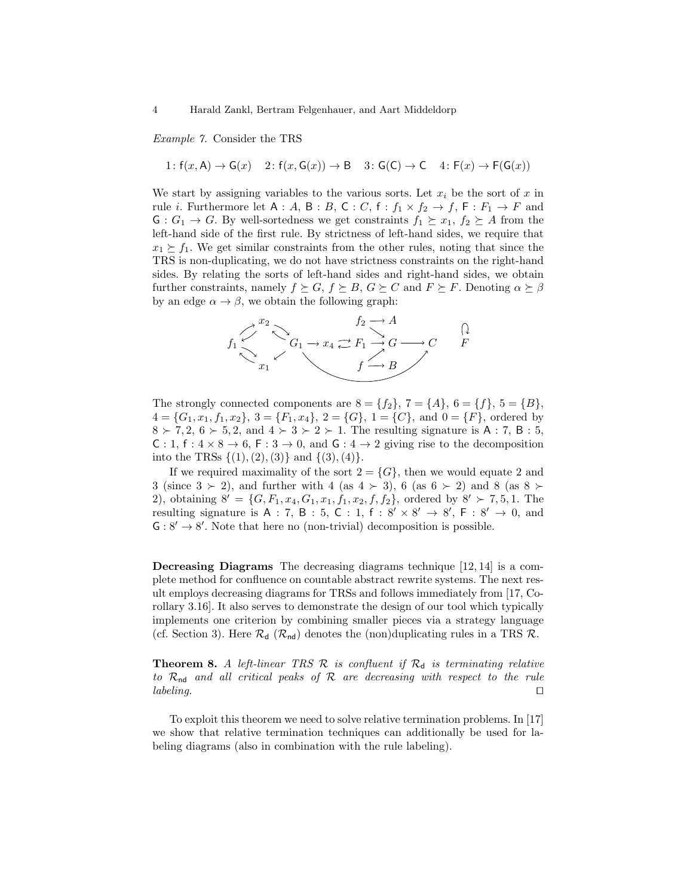*Example 7.* Consider the TRS

$$1\colon \mathsf{f}(x, \mathsf{A}) \to \mathsf{G}(x) \quad 2\colon \mathsf{f}(x, \mathsf{G}(x)) \to \mathsf{B} \quad 3\colon \mathsf{G}(\mathsf{C}) \to \mathsf{C} \quad 4\colon \mathsf{F}(x) \to \mathsf{F}(\mathsf{G}(x))$$

We start by assigning variables to the various sorts. Let $x_i$ be the sort of $x$ in rule $i$. Furthermore let $\mathsf{A} : A$, $\mathsf{B} : B$, $\mathsf{C} : C$, $\mathsf{f} : f_1 \times f_2 \to f$, $\mathsf{F} : F_1 \to F$ and $\mathsf{G} : G_1 \to G$. By well-sortedness we get constraints $f_1 \succeq x_1$, $f_2 \succeq A$ from the left-hand side of the first rule. By strictness of left-hand sides, we require that $x_1 \succeq f_1$. We get similar constraints from the other rules, noting that since the TRS is non-duplicating, we do not have strictness constraints on the right-hand sides. By relating the sorts of left-hand sides and right-hand sides, we obtain further constraints, namely $f \succeq G$, $f \succeq B$, $G \succeq C$ and $F \succeq F$. Denoting $\alpha \succeq \beta$ by an edge $\alpha \to \beta$, we obtain the following graph:

$$f_1 \rightleftarrows x_2, \quad f_1 \rightleftarrows x_1, \quad x_2 \rightleftarrows G_1, \quad G_1 \to x_1, \quad G_1 \to x_4 \rightleftarrows F_1 \to G \to C, \quad G_1 \to C, \quad f_2 \to A, \quad f_2 \to G, \quad f \to G, \quad f \to B, \quad F \to F$$

The strongly connected components are $8 = \{f_2\}$, $7 = \{A\}$, $6 = \{f\}$, $5 = \{B\}$, $4 = \{G_1, x_1, f_1, x_2\}$, $3 = \{F_1, x_4\}$, $2 = \{G\}$, $1 = \{C\}$, and $0 = \{F\}$, ordered by $8 \succ 7, 2$, $6 \succ 5, 2$, and $4 \succ 3 \succ 2 \succ 1$. The resulting signature is $\mathsf{A} : 7$, $\mathsf{B} : 5$, $\mathsf{C} : 1$, $\mathsf{f} : 4 \times 8 \to 6$, $\mathsf{F} : 3 \to 0$, and $\mathsf{G} : 4 \to 2$ giving rise to the decomposition into the TRSs $\{(1), (2), (3)\}$ and $\{(3), (4)\}$.

If we required maximality of the sort $2 = \{G\}$, then we would equate 2 and 3 (since $3 \succ 2$), and further with 4 (as $4 \succ 3$), 6 (as $6 \succ 2$) and 8 (as $8 \succ 2$), obtaining $8' = \{G, F_1, x_4, G_1, x_1, f_1, x_2, f, f_2\}$, ordered by $8' \succ 7, 5, 1$. The resulting signature is $\mathsf{A} : 7$, $\mathsf{B} : 5$, $\mathsf{C} : 1$, $\mathsf{f} : 8' \times 8' \to 8'$, $\mathsf{F} : 8' \to 0$, and $\mathsf{G} : 8' \to 8'$. Note that here no (non-trivial) decomposition is possible.

**Decreasing Diagrams** The decreasing diagrams technique [12, 14] is a complete method for confluence on countable abstract rewrite systems. The next result employs decreasing diagrams for TRSs and follows immediately from [17, Corollary 3.16]. It also serves to demonstrate the design of our tool which typically implements one criterion by combining smaller pieces via a strategy language (cf. Section 3). Here $\mathcal{R}_{\mathsf{d}}$ ($\mathcal{R}_{\mathsf{nd}}$) denotes the (non)duplicating rules in a TRS $\mathcal{R}$.

**Theorem 8.** *A left-linear TRS $\mathcal{R}$ is confluent if $\mathcal{R}_{\mathsf{d}}$ is terminating relative to $\mathcal{R}_{\mathsf{nd}}$ and all critical peaks of $\mathcal{R}$ are decreasing with respect to the rule labeling.* ◻

To exploit this theorem we need to solve relative termination problems. In [17] we show that relative termination techniques can additionally be used for labeling diagrams (also in combination with the rule labeling).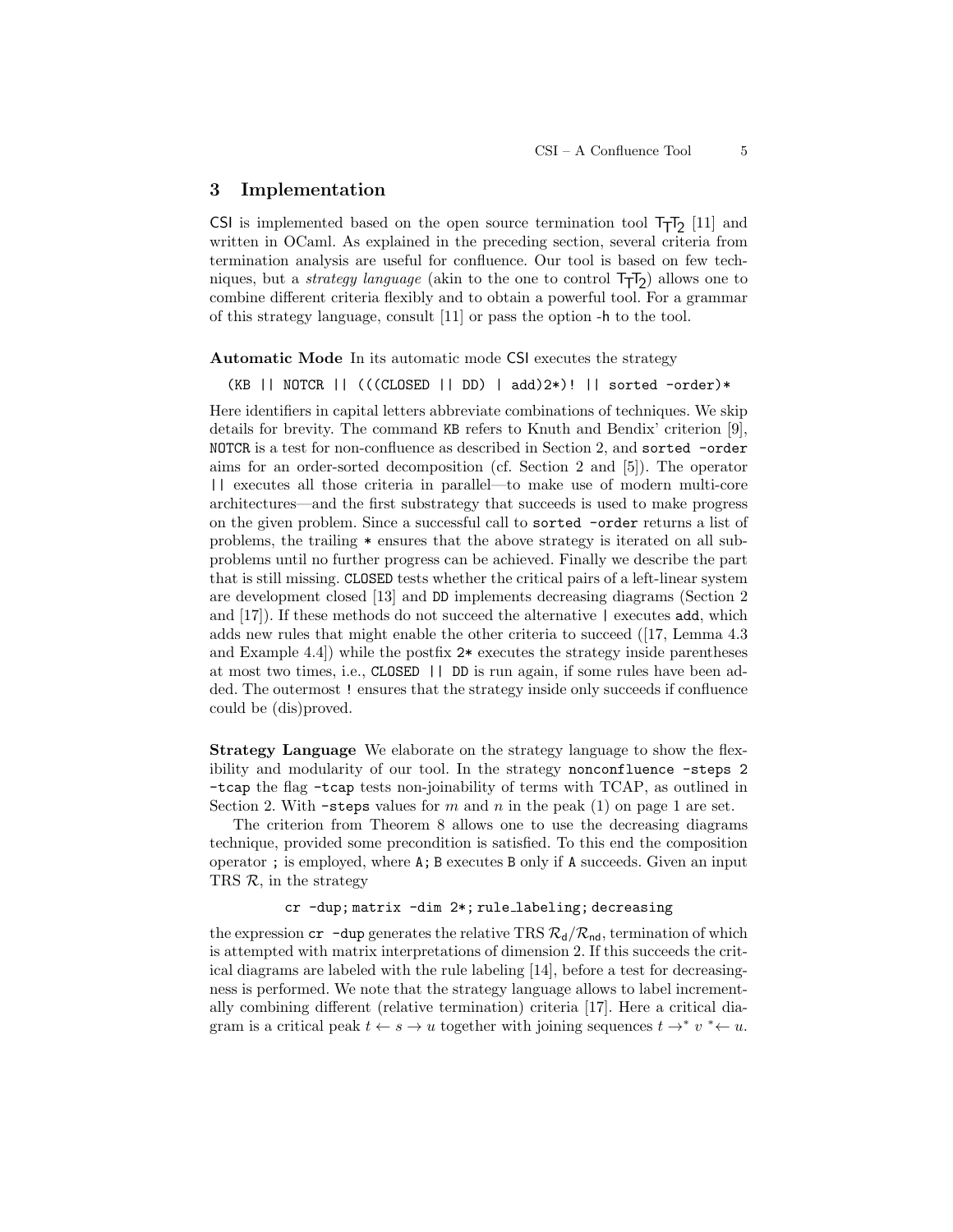## 3 Implementation

CSI is implemented based on the open source termination tool $\mathsf{T_TT_2}$ [11] and written in OCaml. As explained in the preceding section, several criteria from termination analysis are useful for confluence. Our tool is based on few techniques, but a *strategy language* (akin to the one to control $\mathsf{T_TT_2}$) allows one to combine different criteria flexibly and to obtain a powerful tool. For a grammar of this strategy language, consult [11] or pass the option -h to the tool.

**Automatic Mode** In its automatic mode CSI executes the strategy

```
(KB || NOTCR || (((CLOSED || DD) | add)2*)! || sorted -order)*
```

Here identifiers in capital letters abbreviate combinations of techniques. We skip details for brevity. The command `KB` refers to Knuth and Bendix' criterion [9], `NOTCR` is a test for non-confluence as described in Section 2, and `sorted -order` aims for an order-sorted decomposition (cf. Section 2 and [5]). The operator `||` executes all those criteria in parallel—to make use of modern multi-core architectures—and the first substrategy that succeeds is used to make progress on the given problem. Since a successful call to `sorted -order` returns a list of problems, the trailing `*` ensures that the above strategy is iterated on all subproblems until no further progress can be achieved. Finally we describe the part that is still missing. `CLOSED` tests whether the critical pairs of a left-linear system are development closed [13] and `DD` implements decreasing diagrams (Section 2 and [17]). If these methods do not succeed the alternative `|` executes `add`, which adds new rules that might enable the other criteria to succeed ([17, Lemma 4.3 and Example 4.4]) while the postfix `2*` executes the strategy inside parentheses at most two times, i.e., `CLOSED || DD` is run again, if some rules have been added. The outermost `!` ensures that the strategy inside only succeeds if confluence could be (dis)proved.

**Strategy Language** We elaborate on the strategy language to show the flexibility and modularity of our tool. In the strategy `nonconfluence -steps 2 -tcap` the flag `-tcap` tests non-joinability of terms with TCAP, as outlined in Section 2. With `-steps` values for $m$ and $n$ in the peak (1) on page 1 are set.

The criterion from Theorem 8 allows one to use the decreasing diagrams technique, provided some precondition is satisfied. To this end the composition operator `;` is employed, where `A;B` executes `B` only if `A` succeeds. Given an input TRS $\mathcal{R}$, in the strategy

```
cr -dup; matrix -dim 2*; rule_labeling; decreasing
```

the expression `cr -dup` generates the relative TRS $\mathcal{R}_{\mathsf{d}}/\mathcal{R}_{\mathsf{nd}}$, termination of which is attempted with matrix interpretations of dimension 2. If this succeeds the critical diagrams are labeled with the rule labeling [14], before a test for decreasingness is performed. We note that the strategy language allows to label incrementally combining different (relative termination) criteria [17]. Here a critical diagram is a critical peak $t \leftarrow s \rightarrow u$ together with joining sequences $t \rightarrow^* v \; {}^*\!\!\leftarrow u$.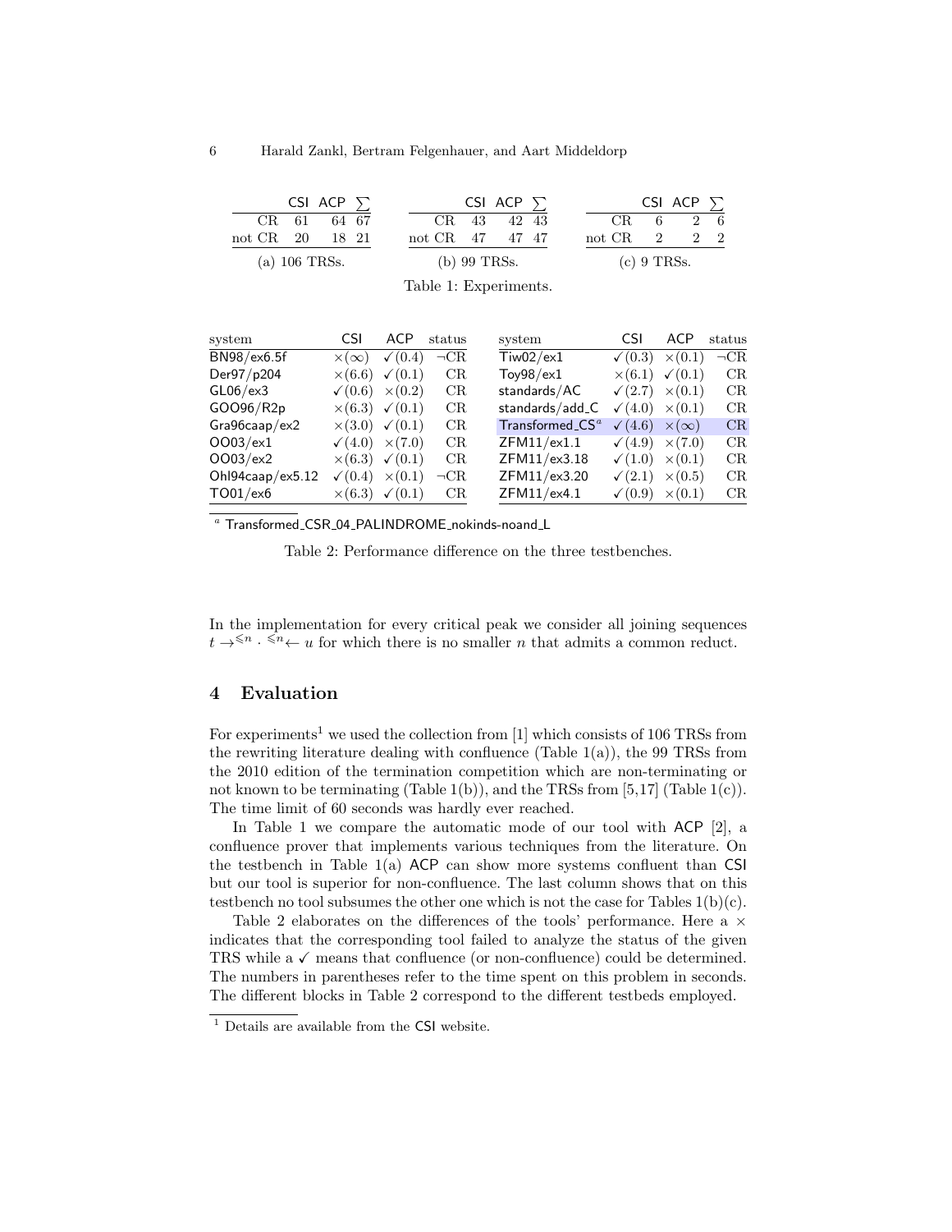|  | CSI | ACP | $\sum$ |
|---|---|---|---|
| CR | 61 | 64 | 67 |
| not CR | 20 | 18 | 21 |

(a) 106 TRSs.

|  | CSI | ACP | $\sum$ |
|---|---|---|---|
| CR | 43 | 42 | 43 |
| not CR | 47 | 47 | 47 |

(b) 99 TRSs.

|  | CSI | ACP | $\sum$ |
|---|---|---|---|
| CR | 6 | 2 | 6 |
| not CR | 2 | 2 | 2 |

(c) 9 TRSs.

Table 1: Experiments.

| system | CSI | ACP | status |
|---|---|---|---|
| BN98/ex6.5f | $\times(\infty)$ | ✓(0.4) | ¬CR |
| Der97/p204 | ×(6.6) | ✓(0.1) | CR |
| GL06/ex3 | ✓(0.6) | ×(0.2) | CR |
| GOO96/R2p | ×(6.3) | ✓(0.1) | CR |
| Gra96caap/ex2 | ×(3.0) | ✓(0.1) | CR |
| OO03/ex1 | ✓(4.0) | ×(7.0) | CR |
| OO03/ex2 | ×(6.3) | ✓(0.1) | CR |
| Ohl94caap/ex5.12 | ✓(0.4) | ×(0.1) | ¬CR |
| TO01/ex6 | ×(6.3) | ✓(0.1) | CR |

| system | CSI | ACP | status |
|---|---|---|---|
| Tiw02/ex1 | ✓(0.3) | ×(0.1) | ¬CR |
| Toy98/ex1 | ×(6.1) | ✓(0.1) | CR |
| standards/AC | ✓(2.7) | ×(0.1) | CR |
| standards/add_C | ✓(4.0) | ×(0.1) | CR |
| Transformed_CS[a] | ✓(4.6) | $\times(\infty)$ | CR |
| ZFM11/ex1.1 | ✓(4.9) | ×(7.0) | CR |
| ZFM11/ex3.18 | ✓(1.0) | ×(0.1) | CR |
| ZFM11/ex3.20 | ✓(2.1) | ×(0.5) | CR |
| ZFM11/ex4.1 | ✓(0.9) | ×(0.1) | CR |

[a] Transformed_CSR_04_PALINDROME_nokinds-noand_L

Table 2: Performance difference on the three testbenches.

In the implementation for every critical peak we consider all joining sequences $t \to^{\leqslant n} \cdot {}^{\leqslant n}\!\leftarrow u$ for which there is no smaller $n$ that admits a common reduct.

## 4 Evaluation

For experiments[1] we used the collection from [1] which consists of 106 TRSs from the rewriting literature dealing with confluence (Table 1(a)), the 99 TRSs from the 2010 edition of the termination competition which are non-terminating or not known to be terminating (Table 1(b)), and the TRSs from [5,17] (Table 1(c)). The time limit of 60 seconds was hardly ever reached.

In Table 1 we compare the automatic mode of our tool with ACP [2], a confluence prover that implements various techniques from the literature. On the testbench in Table 1(a) ACP can show more systems confluent than CSI but our tool is superior for non-confluence. The last column shows that on this testbench no tool subsumes the other one which is not the case for Tables 1(b)(c).

Table 2 elaborates on the differences of the tools' performance. Here a × indicates that the corresponding tool failed to analyze the status of the given TRS while a ✓ means that confluence (or non-confluence) could be determined. The numbers in parentheses refer to the time spent on this problem in seconds. The different blocks in Table 2 correspond to the different testbeds employed.

[1] Details are available from the CSI website.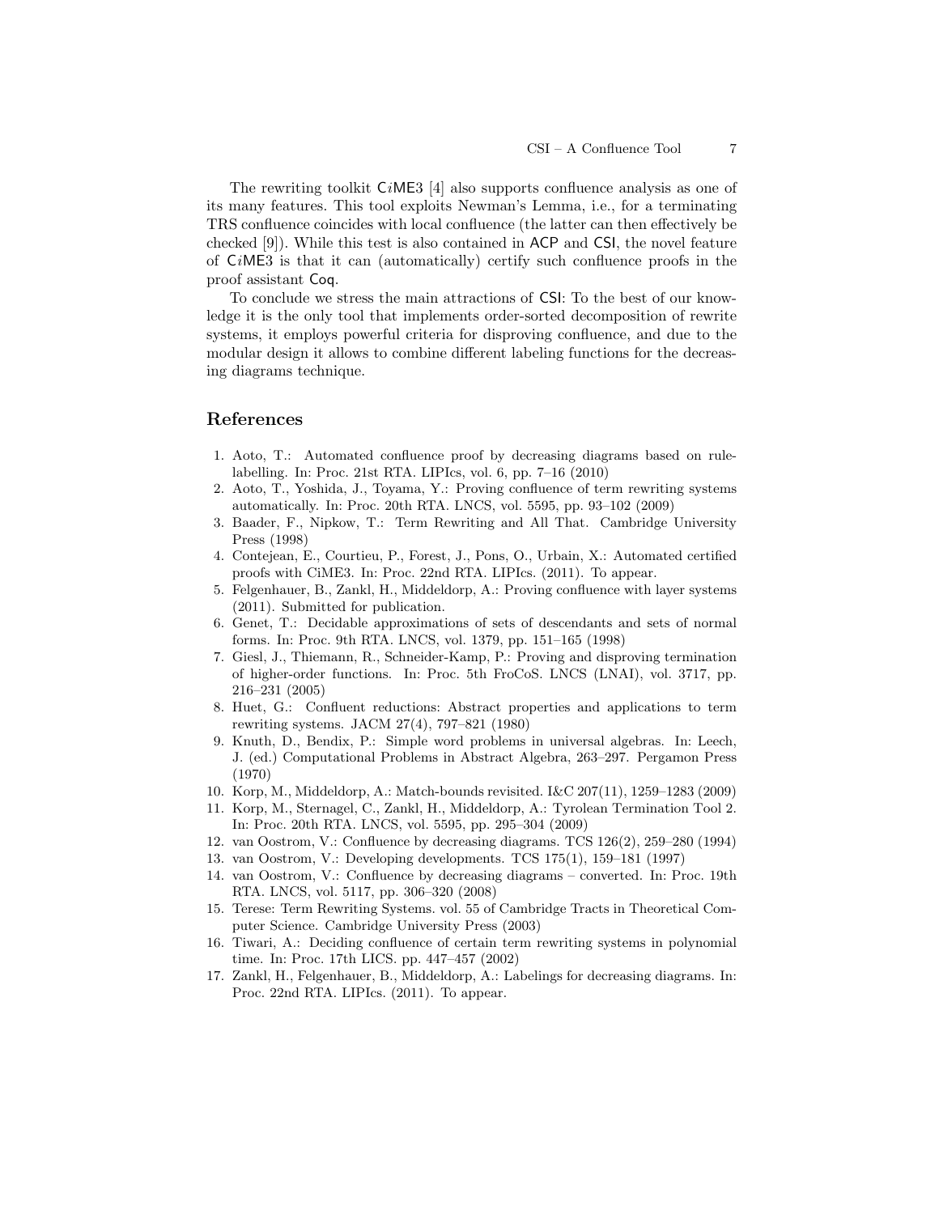The rewriting toolkit C*i*ME3 [4] also supports confluence analysis as one of its many features. This tool exploits Newman's Lemma, i.e., for a terminating TRS confluence coincides with local confluence (the latter can then effectively be checked [9]). While this test is also contained in ACP and CSI, the novel feature of C*i*ME3 is that it can (automatically) certify such confluence proofs in the proof assistant Coq.

To conclude we stress the main attractions of CSI: To the best of our knowledge it is the only tool that implements order-sorted decomposition of rewrite systems, it employs powerful criteria for disproving confluence, and due to the modular design it allows to combine different labeling functions for the decreasing diagrams technique.

## References

1. Aoto, T.: Automated confluence proof by decreasing diagrams based on rule-labelling. In: Proc. 21st RTA. LIPIcs, vol. 6, pp. 7–16 (2010)
2. Aoto, T., Yoshida, J., Toyama, Y.: Proving confluence of term rewriting systems automatically. In: Proc. 20th RTA. LNCS, vol. 5595, pp. 93–102 (2009)
3. Baader, F., Nipkow, T.: Term Rewriting and All That. Cambridge University Press (1998)
4. Contejean, E., Courtieu, P., Forest, J., Pons, O., Urbain, X.: Automated certified proofs with CiME3. In: Proc. 22nd RTA. LIPIcs. (2011). To appear.
5. Felgenhauer, B., Zankl, H., Middeldorp, A.: Proving confluence with layer systems (2011). Submitted for publication.
6. Genet, T.: Decidable approximations of sets of descendants and sets of normal forms. In: Proc. 9th RTA. LNCS, vol. 1379, pp. 151–165 (1998)
7. Giesl, J., Thiemann, R., Schneider-Kamp, P.: Proving and disproving termination of higher-order functions. In: Proc. 5th FroCoS. LNCS (LNAI), vol. 3717, pp. 216–231 (2005)
8. Huet, G.: Confluent reductions: Abstract properties and applications to term rewriting systems. JACM 27(4), 797–821 (1980)
9. Knuth, D., Bendix, P.: Simple word problems in universal algebras. In: Leech, J. (ed.) Computational Problems in Abstract Algebra, 263–297. Pergamon Press (1970)
10. Korp, M., Middeldorp, A.: Match-bounds revisited. I&C 207(11), 1259–1283 (2009)
11. Korp, M., Sternagel, C., Zankl, H., Middeldorp, A.: Tyrolean Termination Tool 2. In: Proc. 20th RTA. LNCS, vol. 5595, pp. 295–304 (2009)
12. van Oostrom, V.: Confluence by decreasing diagrams. TCS 126(2), 259–280 (1994)
13. van Oostrom, V.: Developing developments. TCS 175(1), 159–181 (1997)
14. van Oostrom, V.: Confluence by decreasing diagrams – converted. In: Proc. 19th RTA. LNCS, vol. 5117, pp. 306–320 (2008)
15. Terese: Term Rewriting Systems. vol. 55 of Cambridge Tracts in Theoretical Computer Science. Cambridge University Press (2003)
16. Tiwari, A.: Deciding confluence of certain term rewriting systems in polynomial time. In: Proc. 17th LICS. pp. 447–457 (2002)
17. Zankl, H., Felgenhauer, B., Middeldorp, A.: Labelings for decreasing diagrams. In: Proc. 22nd RTA. LIPIcs. (2011). To appear.